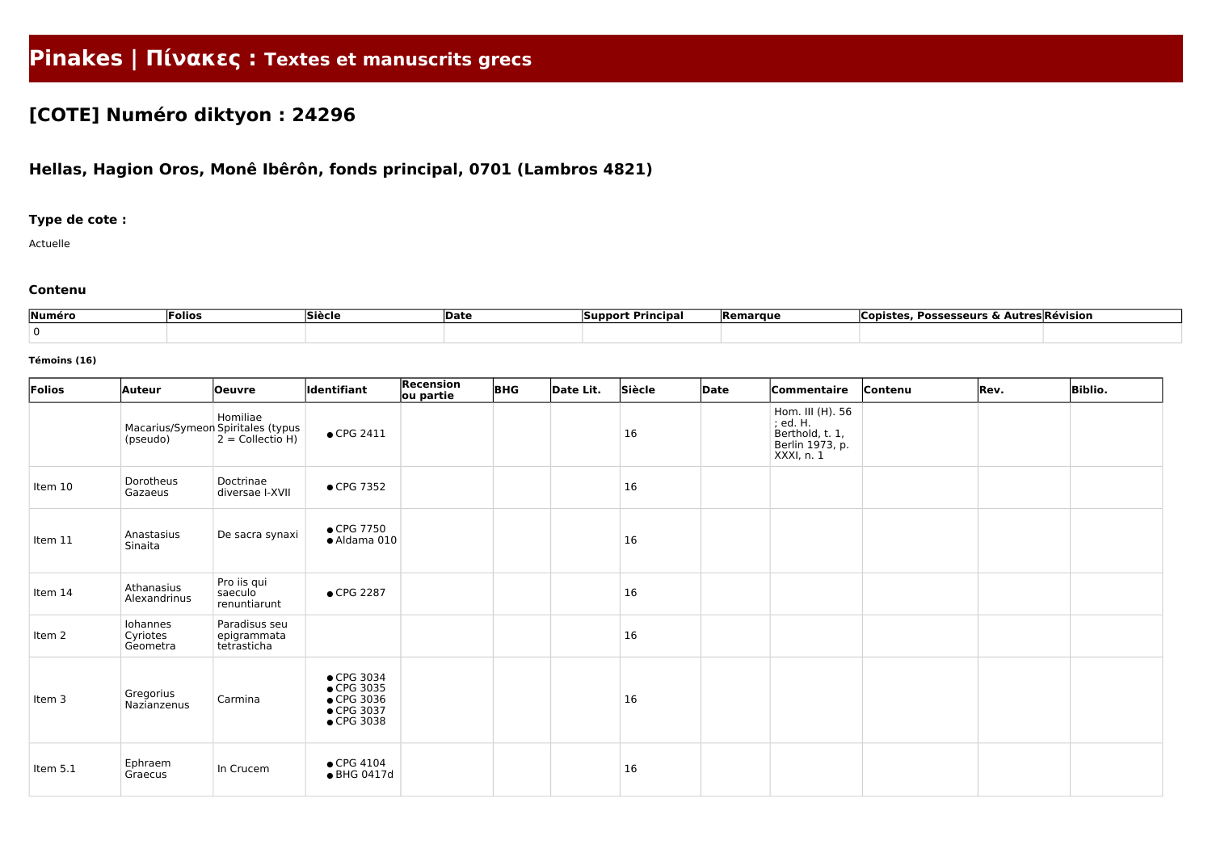# Pinakes | Πίνακες : Textes et manuscrits grecs

## [COTE] Numéro diktyon : 24296

### Hellas, Hagion Oros, Monê Ibêrôn, fonds principal, 0701 (Lambros 4821)

**Type de cote :**

Actuelle

**Contenu**

| Numéro | Folios | Siècle | Date | Support Principal | Remarque | Copistes, Possesseurs & Autres | Révision |
|---|---|---|---|---|---|---|---|
| 0 | | | | | | | |

**Témoins (16)**

| Folios | Auteur | Oeuvre | Identifiant | Recension ou partie | BHG | Date Lit. | Siècle | Date | Commentaire | Contenu | Rev. | Biblio. |
|---|---|---|---|---|---|---|---|---|---|---|---|---|
| | Macarius/Symeon (pseudo) | Homiliae Spiritales (typus 2 = Collectio H) | ● CPG 2411 | | | | 16 | | Hom. III (H). 56 ; ed. H. Berthold, t. 1, Berlin 1973, p. XXXI, n. 1 | | | |
| Item 10 | Dorotheus Gazaeus | Doctrinae diversae I-XVII | ● CPG 7352 | | | | 16 | | | | | |
| Item 11 | Anastasius Sinaita | De sacra synaxi | ● CPG 7750<br>● Aldama 010 | | | | 16 | | | | | |
| Item 14 | Athanasius Alexandrinus | Pro iis qui saeculo renuntiarunt | ● CPG 2287 | | | | 16 | | | | | |
| Item 2 | Iohannes Cyriotes Geometra | Paradisus seu epigrammata tetrasticha | | | | | 16 | | | | | |
| Item 3 | Gregorius Nazianzenus | Carmina | ● CPG 3034<br>● CPG 3035<br>● CPG 3036<br>● CPG 3037<br>● CPG 3038 | | | | 16 | | | | | |
| Item 5.1 | Ephraem Graecus | In Crucem | ● CPG 4104<br>● BHG 0417d | | | | 16 | | | | | |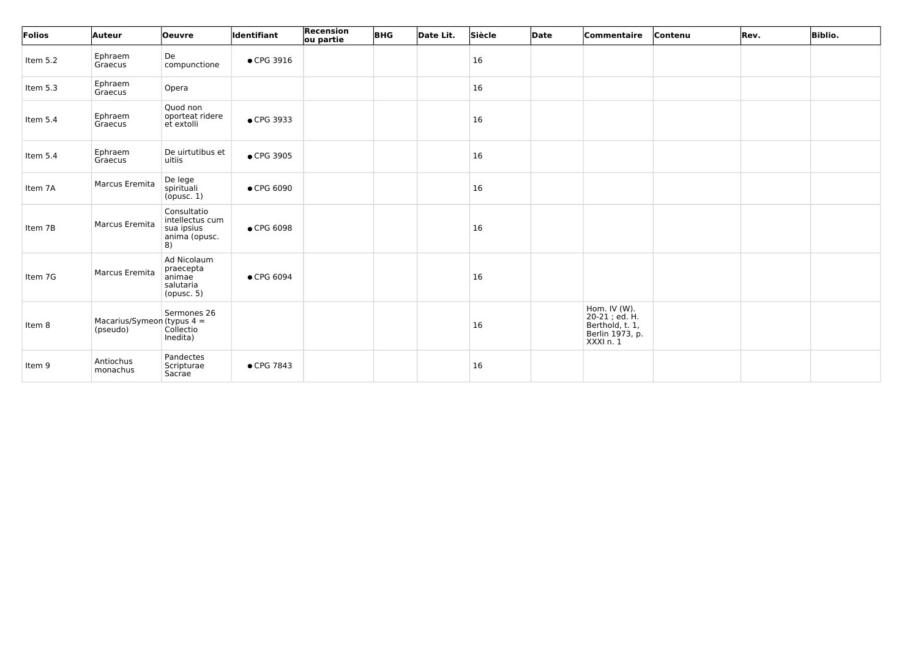| Folios | Auteur | Oeuvre | Identifiant | Recension ou partie | BHG | Date Lit. | Siècle | Date | Commentaire | Contenu | Rev. | Biblio. |
|---|---|---|---|---|---|---|---|---|---|---|---|---|
| Item 5.2 | Ephraem Graecus | De compunctione | ● CPG 3916 | | | | 16 | | | | | |
| Item 5.3 | Ephraem Graecus | Opera | | | | | 16 | | | | | |
| Item 5.4 | Ephraem Graecus | Quod non oporteat ridere et extolli | ● CPG 3933 | | | | 16 | | | | | |
| Item 5.4 | Ephraem Graecus | De uirtutibus et uitiis | ● CPG 3905 | | | | 16 | | | | | |
| Item 7A | Marcus Eremita | De lege spirituali (opusc. 1) | ● CPG 6090 | | | | 16 | | | | | |
| Item 7B | Marcus Eremita | Consultatio intellectus cum sua ipsius anima (opusc. 8) | ● CPG 6098 | | | | 16 | | | | | |
| Item 7G | Marcus Eremita | Ad Nicolaum praecepta animae salutaria (opusc. 5) | ● CPG 6094 | | | | 16 | | | | | |
| Item 8 | Macarius/Symeon (pseudo) | Sermones 26 (typus 4 = Collectio Inedita) | | | | | 16 | | Hom. IV (W). 20-21 ; ed. H. Berthold, t. 1, Berlin 1973, p. XXXI n. 1 | | | |
| Item 9 | Antiochus monachus | Pandectes Scripturae Sacrae | ● CPG 7843 | | | | 16 | | | | | |